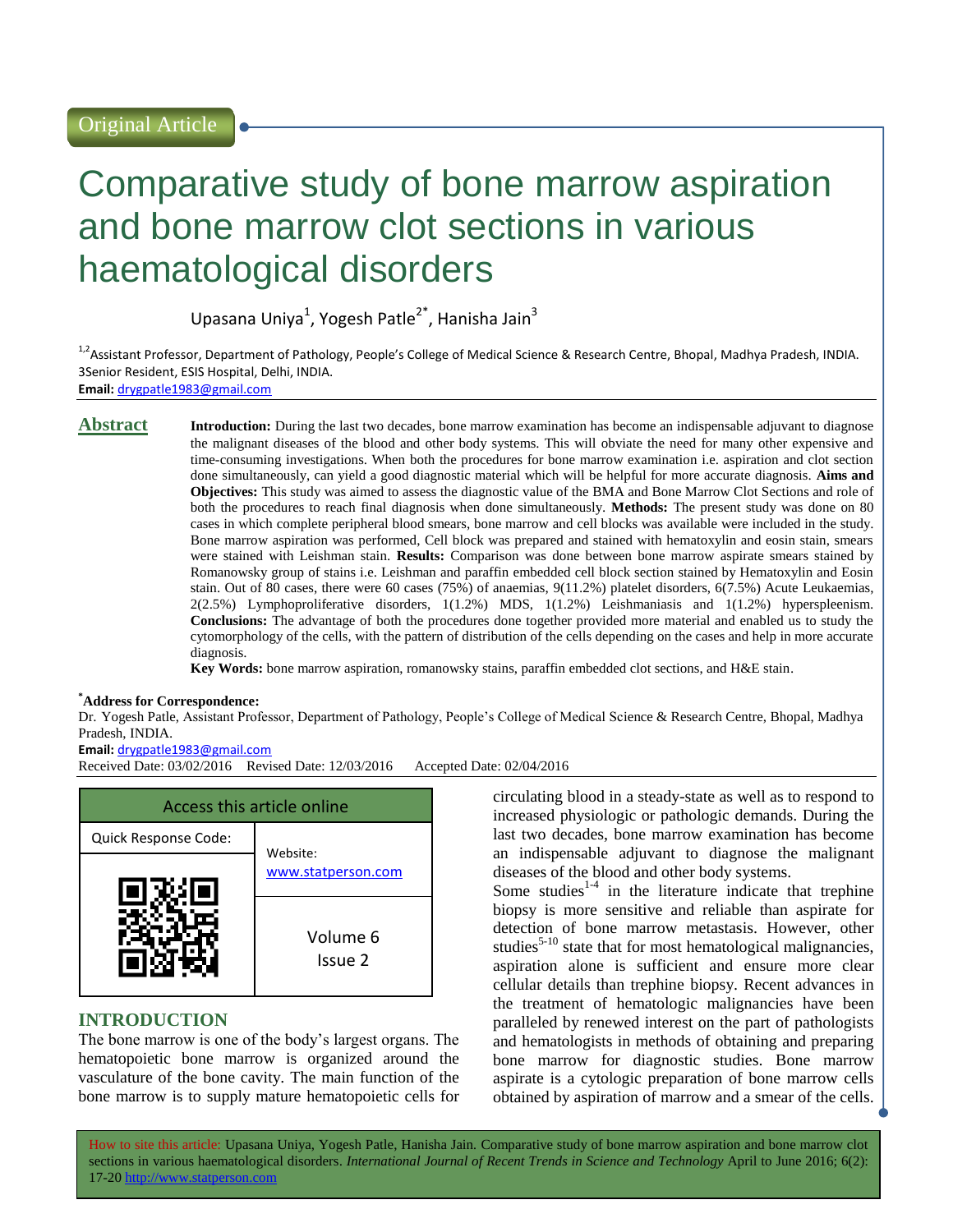Original Article

# Comparative study of bone marrow aspiration and bone marrow clot sections in various haematological disorders

Upasana Uniya[1], Yogesh Patle[2*], Hanisha Jain[3]

[1,2]Assistant Professor, Department of Pathology, People's College of Medical Science & Research Centre, Bhopal, Madhya Pradesh, INDIA.
3Senior Resident, ESIS Hospital, Delhi, INDIA.
**Email:** drygpatle1983@gmail.com

## Abstract

**Introduction:** During the last two decades, bone marrow examination has become an indispensable adjuvant to diagnose the malignant diseases of the blood and other body systems. This will obviate the need for many other expensive and time-consuming investigations. When both the procedures for bone marrow examination i.e. aspiration and clot section done simultaneously, can yield a good diagnostic material which will be helpful for more accurate diagnosis. **Aims and Objectives:** This study was aimed to assess the diagnostic value of the BMA and Bone Marrow Clot Sections and role of both the procedures to reach final diagnosis when done simultaneously. **Methods:** The present study was done on 80 cases in which complete peripheral blood smears, bone marrow and cell blocks was available were included in the study. Bone marrow aspiration was performed, Cell block was prepared and stained with hematoxylin and eosin stain, smears were stained with Leishman stain. **Results:** Comparison was done between bone marrow aspirate smears stained by Romanowsky group of stains i.e. Leishman and paraffin embedded cell block section stained by Hematoxylin and Eosin stain. Out of 80 cases, there were 60 cases (75%) of anaemias, 9(11.2%) platelet disorders, 6(7.5%) Acute Leukaemias, 2(2.5%) Lymphoproliferative disorders, 1(1.2%) MDS, 1(1.2%) Leishmaniasis and 1(1.2%) hyperspleenism. **Conclusions:** The advantage of both the procedures done together provided more material and enabled us to study the cytomorphology of the cells, with the pattern of distribution of the cells depending on the cases and help in more accurate diagnosis.

**Key Words:** bone marrow aspiration, romanowsky stains, paraffin embedded clot sections, and H&E stain.

**\*Address for Correspondence:**
Dr. Yogesh Patle, Assistant Professor, Department of Pathology, People's College of Medical Science & Research Centre, Bhopal, Madhya Pradesh, INDIA.
**Email:** drygpatle1983@gmail.com
Received Date: 03/02/2016 Revised Date: 12/03/2016 Accepted Date: 02/04/2016

| Access this article online | |
|---|---|
| Quick Response Code: | Website: www.statperson.com |
| | Volume 6 Issue 2 |

## INTRODUCTION

The bone marrow is one of the body's largest organs. The hematopoietic bone marrow is organized around the vasculature of the bone cavity. The main function of the bone marrow is to supply mature hematopoietic cells for circulating blood in a steady-state as well as to respond to increased physiologic or pathologic demands. During the last two decades, bone marrow examination has become an indispensable adjuvant to diagnose the malignant diseases of the blood and other body systems.

Some studies[1-4] in the literature indicate that trephine biopsy is more sensitive and reliable than aspirate for detection of bone marrow metastasis. However, other studies[5-10] state that for most hematological malignancies, aspiration alone is sufficient and ensure more clear cellular details than trephine biopsy. Recent advances in the treatment of hematologic malignancies have been paralleled by renewed interest on the part of pathologists and hematologists in methods of obtaining and preparing bone marrow for diagnostic studies. Bone marrow aspirate is a cytologic preparation of bone marrow cells obtained by aspiration of marrow and a smear of the cells.

How to site this article: Upasana Uniya, Yogesh Patle, Hanisha Jain. Comparative study of bone marrow aspiration and bone marrow clot sections in various haematological disorders. *International Journal of Recent Trends in Science and Technology* April to June 2016; 6(2): 17-20 http://www.statperson.com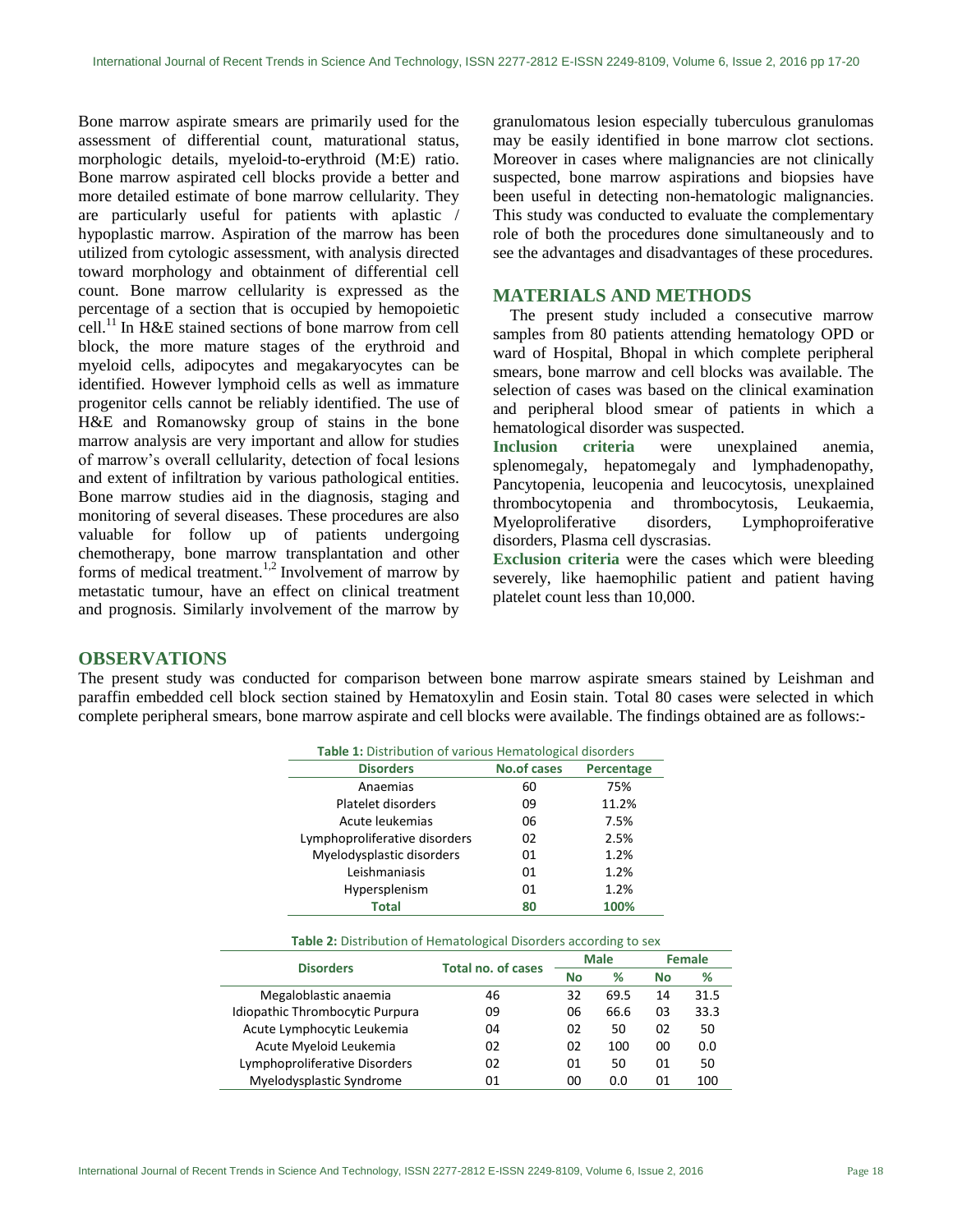Bone marrow aspirate smears are primarily used for the assessment of differential count, maturational status, morphologic details, myeloid-to-erythroid (M:E) ratio. Bone marrow aspirated cell blocks provide a better and more detailed estimate of bone marrow cellularity. They are particularly useful for patients with aplastic / hypoplastic marrow. Aspiration of the marrow has been utilized from cytologic assessment, with analysis directed toward morphology and obtainment of differential cell count. Bone marrow cellularity is expressed as the percentage of a section that is occupied by hemopoietic cell.[11] In H&E stained sections of bone marrow from cell block, the more mature stages of the erythroid and myeloid cells, adipocytes and megakaryocytes can be identified. However lymphoid cells as well as immature progenitor cells cannot be reliably identified. The use of H&E and Romanowsky group of stains in the bone marrow analysis are very important and allow for studies of marrow's overall cellularity, detection of focal lesions and extent of infiltration by various pathological entities. Bone marrow studies aid in the diagnosis, staging and monitoring of several diseases. These procedures are also valuable for follow up of patients undergoing chemotherapy, bone marrow transplantation and other forms of medical treatment.[1,2] Involvement of marrow by metastatic tumour, have an effect on clinical treatment and prognosis. Similarly involvement of the marrow by granulomatous lesion especially tuberculous granulomas may be easily identified in bone marrow clot sections. Moreover in cases where malignancies are not clinically suspected, bone marrow aspirations and biopsies have been useful in detecting non-hematologic malignancies. This study was conducted to evaluate the complementary role of both the procedures done simultaneously and to see the advantages and disadvantages of these procedures.

## MATERIALS AND METHODS

The present study included a consecutive marrow samples from 80 patients attending hematology OPD or ward of Hospital, Bhopal in which complete peripheral smears, bone marrow and cell blocks was available. The selection of cases was based on the clinical examination and peripheral blood smear of patients in which a hematological disorder was suspected.

**Inclusion criteria** were unexplained anemia, splenomegaly, hepatomegaly and lymphadenopathy, Pancytopenia, leucopenia and leucocytosis, unexplained thrombocytopenia and thrombocytosis, Leukaemia, Myeloproliferative disorders, Lymphoproiferative disorders, Plasma cell dyscrasias.

**Exclusion criteria** were the cases which were bleeding severely, like haemophilic patient and patient having platelet count less than 10,000.

## OBSERVATIONS

The present study was conducted for comparison between bone marrow aspirate smears stained by Leishman and paraffin embedded cell block section stained by Hematoxylin and Eosin stain. Total 80 cases were selected in which complete peripheral smears, bone marrow aspirate and cell blocks were available. The findings obtained are as follows:-

**Table 1:** Distribution of various Hematological disorders

| Disorders | No.of cases | Percentage |
|---|---|---|
| Anaemias | 60 | 75% |
| Platelet disorders | 09 | 11.2% |
| Acute leukemias | 06 | 7.5% |
| Lymphoproliferative disorders | 02 | 2.5% |
| Myelodysplastic disorders | 01 | 1.2% |
| Leishmaniasis | 01 | 1.2% |
| Hypersplenism | 01 | 1.2% |
| **Total** | **80** | **100%** |

**Table 2:** Distribution of Hematological Disorders according to sex

| Disorders | Total no. of cases | Male | | Female | |
|---|---|---|---|---|---|
| | | No | % | No | % |
| Megaloblastic anaemia | 46 | 32 | 69.5 | 14 | 31.5 |
| Idiopathic Thrombocytic Purpura | 09 | 06 | 66.6 | 03 | 33.3 |
| Acute Lymphocytic Leukemia | 04 | 02 | 50 | 02 | 50 |
| Acute Myeloid Leukemia | 02 | 02 | 100 | 00 | 0.0 |
| Lymphoproliferative Disorders | 02 | 01 | 50 | 01 | 50 |
| Myelodysplastic Syndrome | 01 | 00 | 0.0 | 01 | 100 |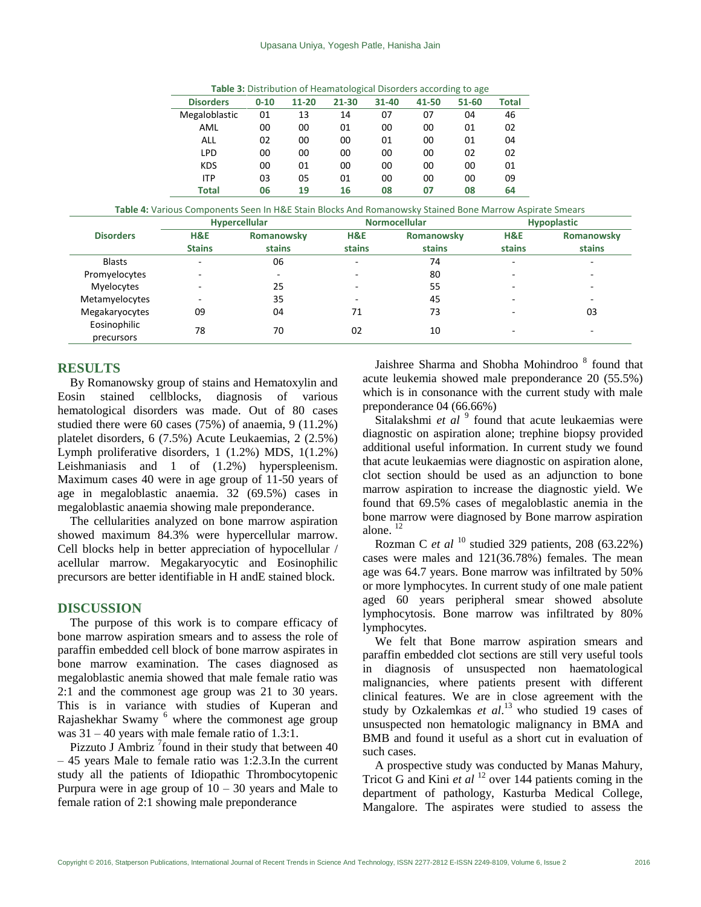**Table 3:** Distribution of Heamatological Disorders according to age

| Disorders | 0-10 | 11-20 | 21-30 | 31-40 | 41-50 | 51-60 | Total |
|---|---|---|---|---|---|---|---|
| Megaloblastic | 01 | 13 | 14 | 07 | 07 | 04 | 46 |
| AML | 00 | 00 | 01 | 00 | 00 | 01 | 02 |
| ALL | 02 | 00 | 00 | 01 | 00 | 01 | 04 |
| LPD | 00 | 00 | 00 | 00 | 00 | 02 | 02 |
| KDS | 00 | 01 | 00 | 00 | 00 | 00 | 01 |
| ITP | 03 | 05 | 01 | 00 | 00 | 00 | 09 |
| **Total** | **06** | **19** | **16** | **08** | **07** | **08** | **64** |

**Table 4:** Various Components Seen In H&E Stain Blocks And Romanowsky Stained Bone Marrow Aspirate Smears

| Disorders | Hypercellular | | Normocellular | | Hypoplastic | |
|---|---|---|---|---|---|---|
| | H&E Stains | Romanowsky stains | H&E stains | Romanowsky stains | H&E stains | Romanowsky stains |
| Blasts | - | 06 | - | 74 | - | - |
| Promyelocytes | - | - | - | 80 | - | - |
| Myelocytes | - | 25 | - | 55 | - | - |
| Metamyelocytes | - | 35 | - | 45 | - | - |
| Megakaryocytes | 09 | 04 | 71 | 73 | - | 03 |
| Eosinophilic precursors | 78 | 70 | 02 | 10 | - | - |

## RESULTS

By Romanowsky group of stains and Hematoxylin and Eosin stained cellblocks, diagnosis of various hematological disorders was made. Out of 80 cases studied there were 60 cases (75%) of anaemia, 9 (11.2%) platelet disorders, 6 (7.5%) Acute Leukaemias, 2 (2.5%) Lymph proliferative disorders, 1 (1.2%) MDS, 1(1.2%) Leishmaniasis and 1 of (1.2%) hyperspleenism. Maximum cases 40 were in age group of 11-50 years of age in megaloblastic anaemia. 32 (69.5%) cases in megaloblastic anaemia showing male preponderance.

The cellularities analyzed on bone marrow aspiration showed maximum 84.3% were hypercellular marrow. Cell blocks help in better appreciation of hypocellular / acellular marrow. Megakaryocytic and Eosinophilic precursors are better identifiable in H andE stained block.

## DISCUSSION

The purpose of this work is to compare efficacy of bone marrow aspiration smears and to assess the role of paraffin embedded cell block of bone marrow aspirates in bone marrow examination. The cases diagnosed as megaloblastic anemia showed that male female ratio was 2:1 and the commonest age group was 21 to 30 years. This is in variance with studies of Kuperan and Rajashekhar Swamy [6] where the commonest age group was 31 – 40 years with male female ratio of 1.3:1.

Pizzuto J Ambriz [7] found in their study that between 40 – 45 years Male to female ratio was 1:2.3.In the current study all the patients of Idiopathic Thrombocytopenic Purpura were in age group of 10 – 30 years and Male to female ration of 2:1 showing male preponderance

Jaishree Sharma and Shobha Mohindroo [8] found that acute leukemia showed male preponderance 20 (55.5%) which is in consonance with the current study with male preponderance 04 (66.66%)

Sitalakshmi *et al* [9] found that acute leukaemias were diagnostic on aspiration alone; trephine biopsy provided additional useful information. In current study we found that acute leukaemias were diagnostic on aspiration alone, clot section should be used as an adjunction to bone marrow aspiration to increase the diagnostic yield. We found that 69.5% cases of megaloblastic anemia in the bone marrow were diagnosed by Bone marrow aspiration alone. [12]

Rozman C *et al* [10] studied 329 patients, 208 (63.22%) cases were males and 121(36.78%) females. The mean age was 64.7 years. Bone marrow was infiltrated by 50% or more lymphocytes. In current study of one male patient aged 60 years peripheral smear showed absolute lymphocytosis. Bone marrow was infiltrated by 80% lymphocytes.

We felt that Bone marrow aspiration smears and paraffin embedded clot sections are still very useful tools in diagnosis of unsuspected non haematological malignancies, where patients present with different clinical features. We are in close agreement with the study by Ozkalemkas *et al*.[13] who studied 19 cases of unsuspected non hematologic malignancy in BMA and BMB and found it useful as a short cut in evaluation of such cases.

A prospective study was conducted by Manas Mahury, Tricot G and Kini *et al* [12] over 144 patients coming in the department of pathology, Kasturba Medical College, Mangalore. The aspirates were studied to assess the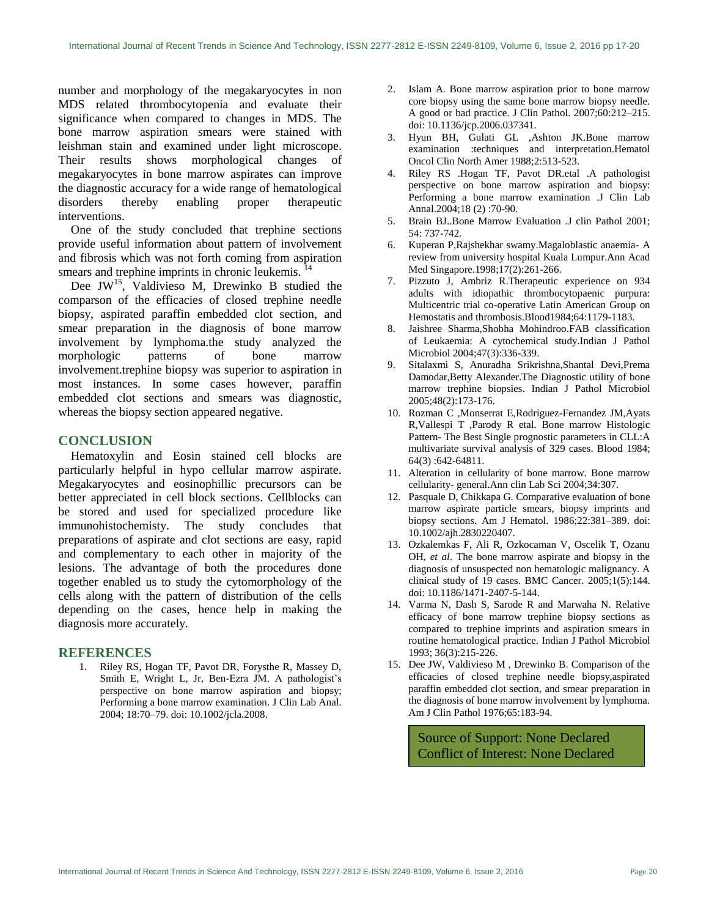number and morphology of the megakaryocytes in non MDS related thrombocytopenia and evaluate their significance when compared to changes in MDS. The bone marrow aspiration smears were stained with leishman stain and examined under light microscope. Their results shows morphological changes of megakaryocytes in bone marrow aspirates can improve the diagnostic accuracy for a wide range of hematological disorders thereby enabling proper therapeutic interventions.

One of the study concluded that trephine sections provide useful information about pattern of involvement and fibrosis which was not forth coming from aspiration smears and trephine imprints in chronic leukemis. [14]

Dee JW[15], Valdivieso M, Drewinko B studied the comparson of the efficacies of closed trephine needle biopsy, aspirated paraffin embedded clot section, and smear preparation in the diagnosis of bone marrow involvement by lymphoma.the study analyzed the morphologic patterns of bone marrow involvement.trephine biopsy was superior to aspiration in most instances. In some cases however, paraffin embedded clot sections and smears was diagnostic, whereas the biopsy section appeared negative.

## CONCLUSION

Hematoxylin and Eosin stained cell blocks are particularly helpful in hypo cellular marrow aspirate. Megakaryocytes and eosinophillic precursors can be better appreciated in cell block sections. Cellblocks can be stored and used for specialized procedure like immunohistochemisty. The study concludes that preparations of aspirate and clot sections are easy, rapid and complementary to each other in majority of the lesions. The advantage of both the procedures done together enabled us to study the cytomorphology of the cells along with the pattern of distribution of the cells depending on the cases, hence help in making the diagnosis more accurately.

## REFERENCES

1. Riley RS, Hogan TF, Pavot DR, Forysthe R, Massey D, Smith E, Wright L, Jr, Ben-Ezra JM. A pathologist's perspective on bone marrow aspiration and biopsy; Performing a bone marrow examination. J Clin Lab Anal. 2004; 18:70–79. doi: 10.1002/jcla.2008.
2. Islam A. Bone marrow aspiration prior to bone marrow core biopsy using the same bone marrow biopsy needle. A good or bad practice. J Clin Pathol. 2007;60:212–215. doi: 10.1136/jcp.2006.037341.
3. Hyun BH, Gulati GL ,Ashton JK.Bone marrow examination :techniques and interpretation.Hematol Oncol Clin North Amer 1988;2:513-523.
4. Riley RS .Hogan TF, Pavot DR.etal .A pathologist perspective on bone marrow aspiration and biopsy: Performing a bone marrow examination .J Clin Lab Annal.2004;18 (2) :70-90.
5. Brain BJ..Bone Marrow Evaluation .J clin Pathol 2001; 54: 737-742.
6. Kuperan P,Rajshekhar swamy.Magaloblastic anaemia- A review from university hospital Kuala Lumpur.Ann Acad Med Singapore.1998;17(2):261-266.
7. Pizzuto J, Ambriz R.Therapeutic experience on 934 adults with idiopathic thrombocytopaenic purpura: Multicentric trial co-operative Latin American Group on Hemostatis and thrombosis.Blood1984;64:1179-1183.
8. Jaishree Sharma,Shobha Mohindroo.FAB classification of Leukaemia: A cytochemical study.Indian J Pathol Microbiol 2004;47(3):336-339.
9. Sitalaxmi S, Anuradha Srikrishna,Shantal Devi,Prema Damodar,Betty Alexander.The Diagnostic utility of bone marrow trephine biopsies. Indian J Pathol Microbiol 2005;48(2):173-176.
10. Rozman C ,Monserrat E,Rodriguez-Fernandez JM,Ayats R,Vallespi T ,Parody R etal. Bone marrow Histologic Pattern- The Best Single prognostic parameters in CLL:A multivariate survival analysis of 329 cases. Blood 1984; 64(3) :642-64811.
11. Alteration in cellularity of bone marrow. Bone marrow cellularity- general.Ann clin Lab Sci 2004;34:307.
12. Pasquale D, Chikkapa G. Comparative evaluation of bone marrow aspirate particle smears, biopsy imprints and biopsy sections. Am J Hematol. 1986;22:381–389. doi: 10.1002/ajh.2830220407.
13. Ozkalemkas F, Ali R, Ozkocaman V, Oscelik T, Ozanu OH, *et al*. The bone marrow aspirate and biopsy in the diagnosis of unsuspected non hematologic malignancy. A clinical study of 19 cases. BMC Cancer. 2005;1(5):144. doi: 10.1186/1471-2407-5-144.
14. Varma N, Dash S, Sarode R and Marwaha N. Relative efficacy of bone marrow trephine biopsy sections as compared to trephine imprints and aspiration smears in routine hematological practice. Indian J Pathol Microbiol 1993; 36(3):215-226.
15. Dee JW, Valdivieso M , Drewinko B. Comparison of the efficacies of closed trephine needle biopsy,aspirated paraffin embedded clot section, and smear preparation in the diagnosis of bone marrow involvement by lymphoma. Am J Clin Pathol 1976;65:183-94.

Source of Support: None Declared
Conflict of Interest: None Declared